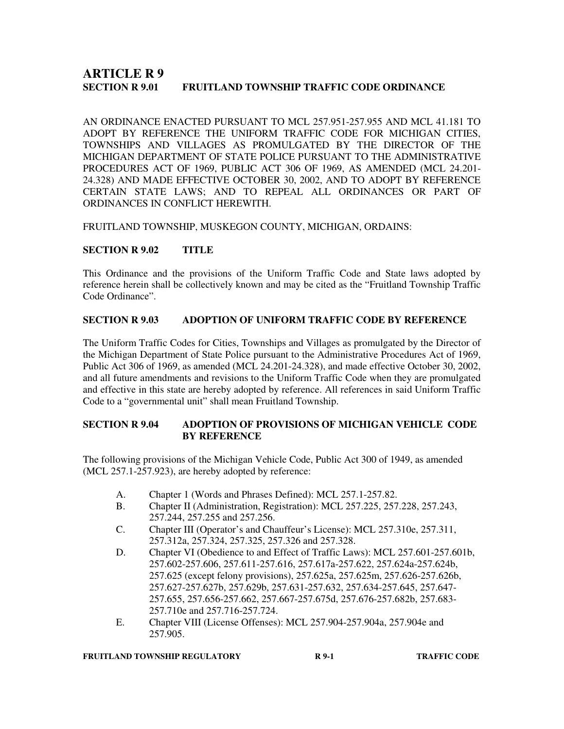# ARTICLE R 9

## SECTION R 9.01 FRUITLAND TOWNSHIP TRAFFIC CODE ORDINANCE

AN ORDINANCE ENACTED PURSUANT TO MCL 257.951-257.955 AND MCL 41.181 TO ADOPT BY REFERENCE THE UNIFORM TRAFFIC CODE FOR MICHIGAN CITIES, TOWNSHIPS AND VILLAGES AS PROMULGATED BY THE DIRECTOR OF THE MICHIGAN DEPARTMENT OF STATE POLICE PURSUANT TO THE ADMINISTRATIVE PROCEDURES ACT OF 1969, PUBLIC ACT 306 OF 1969, AS AMENDED (MCL 24.201-24.328) AND MADE EFFECTIVE OCTOBER 30, 2002, AND TO ADOPT BY REFERENCE CERTAIN STATE LAWS; AND TO REPEAL ALL ORDINANCES OR PART OF ORDINANCES IN CONFLICT HEREWITH.

FRUITLAND TOWNSHIP, MUSKEGON COUNTY, MICHIGAN, ORDAINS:

### SECTION R 9.02 TITLE

This Ordinance and the provisions of the Uniform Traffic Code and State laws adopted by reference herein shall be collectively known and may be cited as the "Fruitland Township Traffic Code Ordinance".

### SECTION R 9.03 ADOPTION OF UNIFORM TRAFFIC CODE BY REFERENCE

The Uniform Traffic Codes for Cities, Townships and Villages as promulgated by the Director of the Michigan Department of State Police pursuant to the Administrative Procedures Act of 1969, Public Act 306 of 1969, as amended (MCL 24.201-24.328), and made effective October 30, 2002, and all future amendments and revisions to the Uniform Traffic Code when they are promulgated and effective in this state are hereby adopted by reference. All references in said Uniform Traffic Code to a "governmental unit" shall mean Fruitland Township.

### SECTION R 9.04 ADOPTION OF PROVISIONS OF MICHIGAN VEHICLE CODE BY REFERENCE

The following provisions of the Michigan Vehicle Code, Public Act 300 of 1949, as amended (MCL 257.1-257.923), are hereby adopted by reference:

A. Chapter 1 (Words and Phrases Defined): MCL 257.1-257.82.

B. Chapter II (Administration, Registration): MCL 257.225, 257.228, 257.243, 257.244, 257.255 and 257.256.

C. Chapter III (Operator's and Chauffeur's License): MCL 257.310e, 257.311, 257.312a, 257.324, 257.325, 257.326 and 257.328.

D. Chapter VI (Obedience to and Effect of Traffic Laws): MCL 257.601-257.601b, 257.602-257.606, 257.611-257.616, 257.617a-257.622, 257.624a-257.624b, 257.625 (except felony provisions), 257.625a, 257.625m, 257.626-257.626b, 257.627-257.627b, 257.629b, 257.631-257.632, 257.634-257.645, 257.647-257.655, 257.656-257.662, 257.667-257.675d, 257.676-257.682b, 257.683-257.710e and 257.716-257.724.

E. Chapter VIII (License Offenses): MCL 257.904-257.904a, 257.904e and 257.905.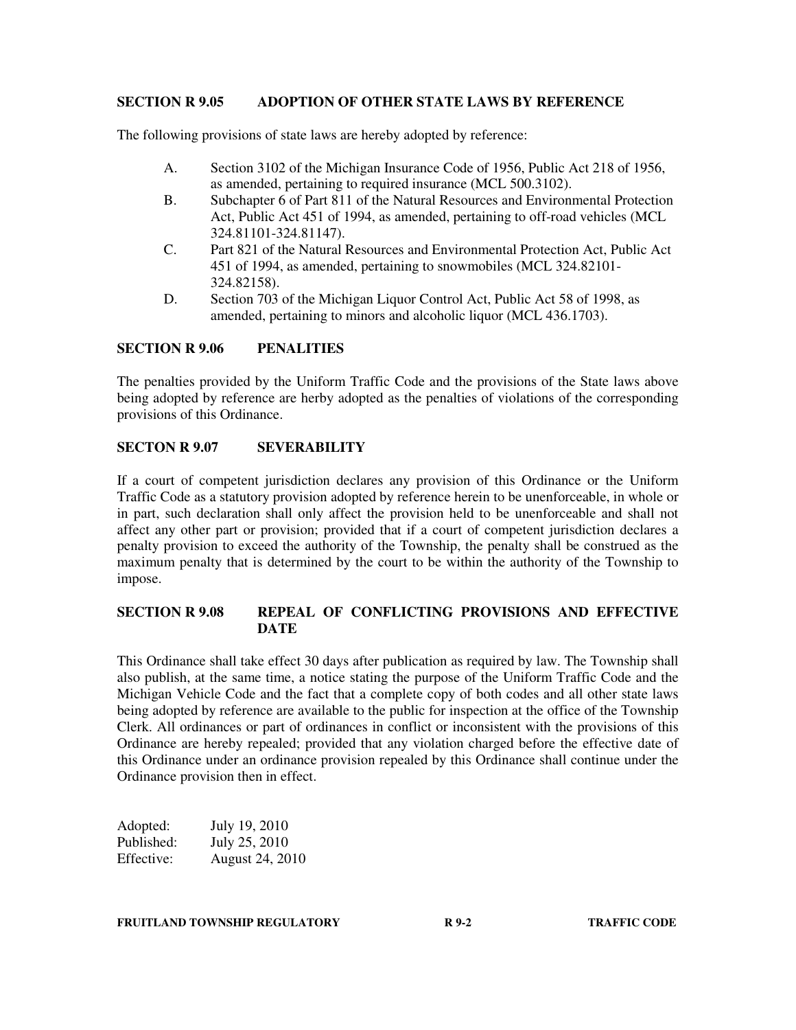**SECTION R 9.05 ADOPTION OF OTHER STATE LAWS BY REFERENCE**

The following provisions of state laws are hereby adopted by reference:

A. Section 3102 of the Michigan Insurance Code of 1956, Public Act 218 of 1956, as amended, pertaining to required insurance (MCL 500.3102).

B. Subchapter 6 of Part 811 of the Natural Resources and Environmental Protection Act, Public Act 451 of 1994, as amended, pertaining to off-road vehicles (MCL 324.81101-324.81147).

C. Part 821 of the Natural Resources and Environmental Protection Act, Public Act 451 of 1994, as amended, pertaining to snowmobiles (MCL 324.82101-324.82158).

D. Section 703 of the Michigan Liquor Control Act, Public Act 58 of 1998, as amended, pertaining to minors and alcoholic liquor (MCL 436.1703).

**SECTION R 9.06 PENALITIES**

The penalties provided by the Uniform Traffic Code and the provisions of the State laws above being adopted by reference are herby adopted as the penalties of violations of the corresponding provisions of this Ordinance.

**SECTON R 9.07 SEVERABILITY**

If a court of competent jurisdiction declares any provision of this Ordinance or the Uniform Traffic Code as a statutory provision adopted by reference herein to be unenforceable, in whole or in part, such declaration shall only affect the provision held to be unenforceable and shall not affect any other part or provision; provided that if a court of competent jurisdiction declares a penalty provision to exceed the authority of the Township, the penalty shall be construed as the maximum penalty that is determined by the court to be within the authority of the Township to impose.

**SECTION R 9.08 REPEAL OF CONFLICTING PROVISIONS AND EFFECTIVE DATE**

This Ordinance shall take effect 30 days after publication as required by law. The Township shall also publish, at the same time, a notice stating the purpose of the Uniform Traffic Code and the Michigan Vehicle Code and the fact that a complete copy of both codes and all other state laws being adopted by reference are available to the public for inspection at the office of the Township Clerk. All ordinances or part of ordinances in conflict or inconsistent with the provisions of this Ordinance are hereby repealed; provided that any violation charged before the effective date of this Ordinance under an ordinance provision repealed by this Ordinance shall continue under the Ordinance provision then in effect.

Adopted: July 19, 2010
Published: July 25, 2010
Effective: August 24, 2010